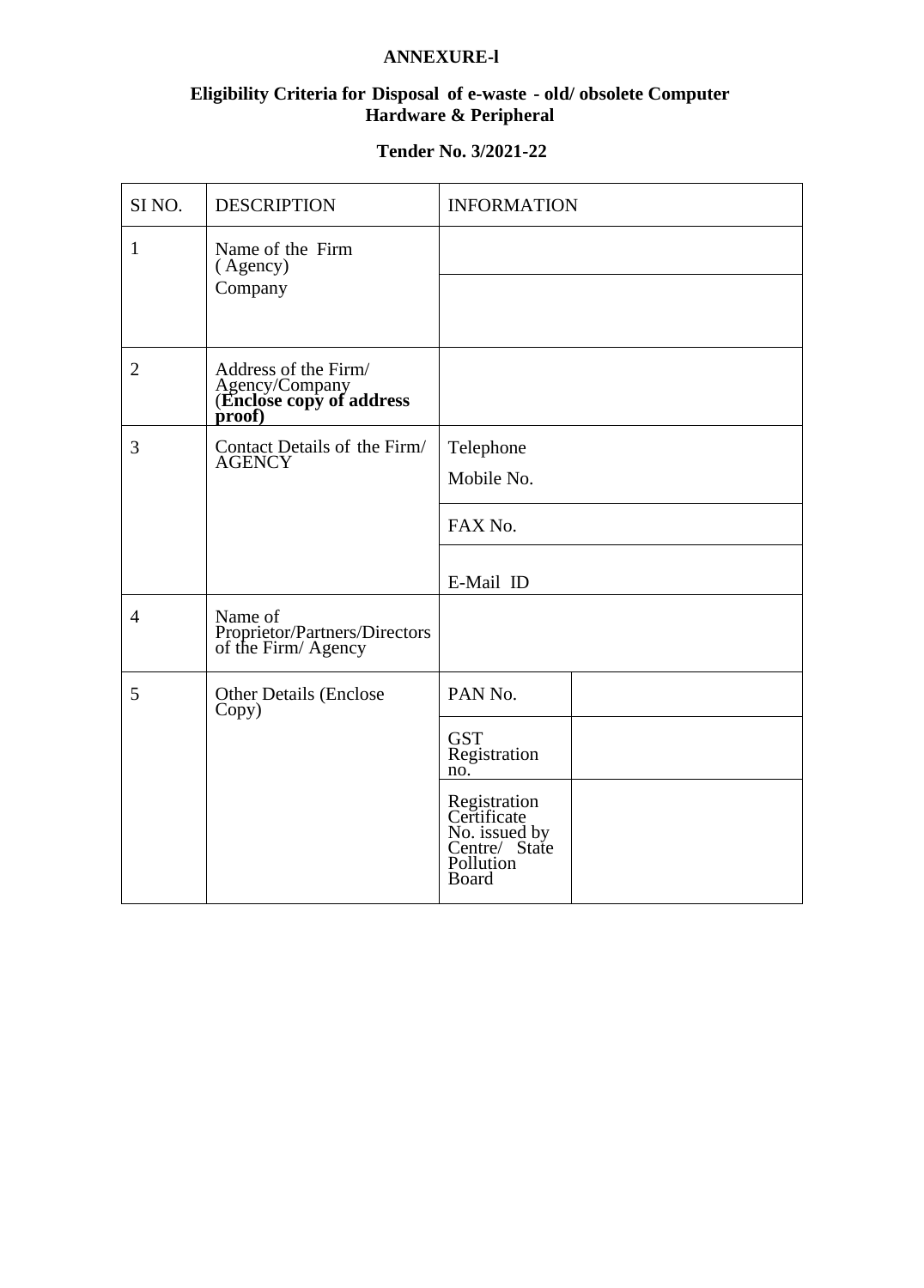**ANNEXURE-l**

**Eligibility Criteria for Disposal of e-waste - old/ obsolete Computer Hardware & Peripheral**

**Tender No. 3/2021-22**

| SI NO. | DESCRIPTION | INFORMATION | |
|---|---|---|---|
| 1 | Name of the Firm ( Agency) Company | | |
| 2 | Address of the Firm/ Agency/Company (**Enclose copy of address proof)** | | |
| 3 | Contact Details of the Firm/ AGENCY | Telephone Mobile No. | |
| | | FAX No. | |
| | | E-Mail ID | |
| 4 | Name of Proprietor/Partners/Directors of the Firm/ Agency | | |
| 5 | Other Details (Enclose Copy) | PAN No. | |
| | | GST Registration no. | |
| | | Registration Certificate No. issued by Centre/ State Pollution Board | |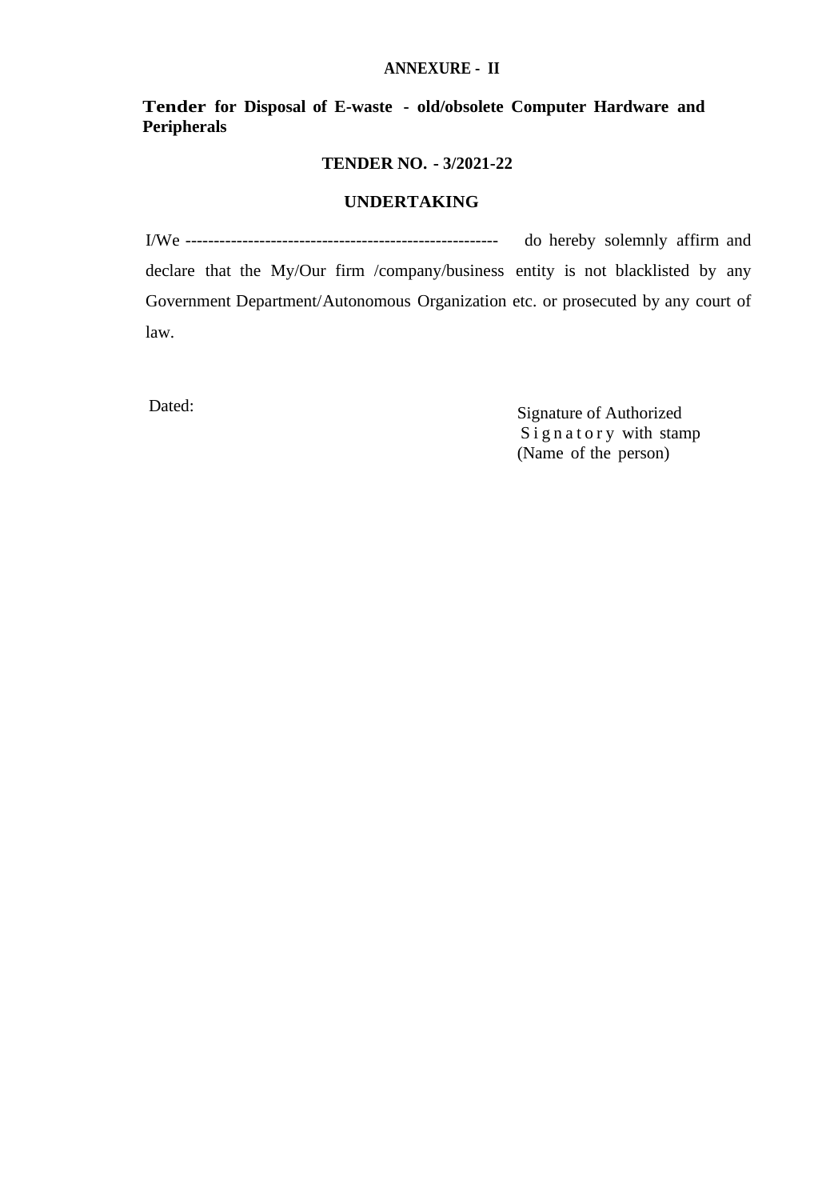**ANNEXURE - II**

**Tender for Disposal of E-waste - old/obsolete Computer Hardware and Peripherals**

**TENDER NO. - 3/2021-22**

**UNDERTAKING**

I/We ------------------------------------------------------- do hereby solemnly affirm and declare that the My/Our firm /company/business entity is not blacklisted by any Government Department/Autonomous Organization etc. or prosecuted by any court of law.

Dated:

Signature of Authorized
Signatory with stamp
(Name of the person)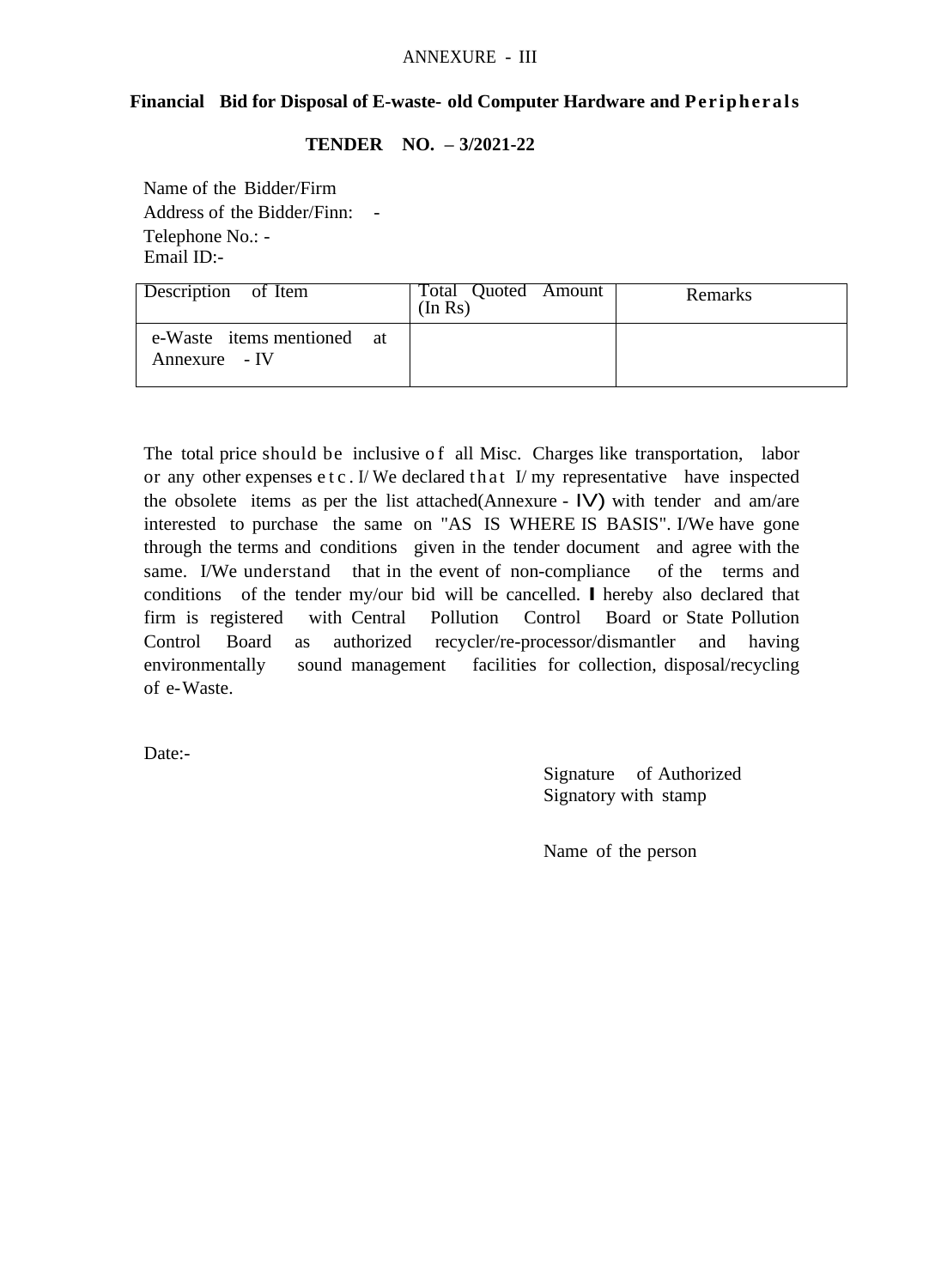ANNEXURE - III

## Financial Bid for Disposal of E-waste- old Computer Hardware and Peripherals

### TENDER NO. – 3/2021-22

Name of the Bidder/Firm

Address of the Bidder/Finn: -

Telephone No.: -

Email ID:-

| Description of Item | Total Quoted Amount (In Rs) | Remarks |
|---|---|---|
| e-Waste items mentioned at Annexure - IV | | |

The total price should be inclusive of all Misc. Charges like transportation, labor or any other expenses etc. I/We declared that I/my representative have inspected the obsolete items as per the list attached(Annexure - IV) with tender and am/are interested to purchase the same on "AS IS WHERE IS BASIS". I/We have gone through the terms and conditions given in the tender document and agree with the same. I/We understand that in the event of non-compliance of the terms and conditions of the tender my/our bid will be cancelled. I hereby also declared that firm is registered with Central Pollution Control Board or State Pollution Control Board as authorized recycler/re-processor/dismantler and having environmentally sound management facilities for collection, disposal/recycling of e-Waste.

Date:-

Signature of Authorized Signatory with stamp

Name of the person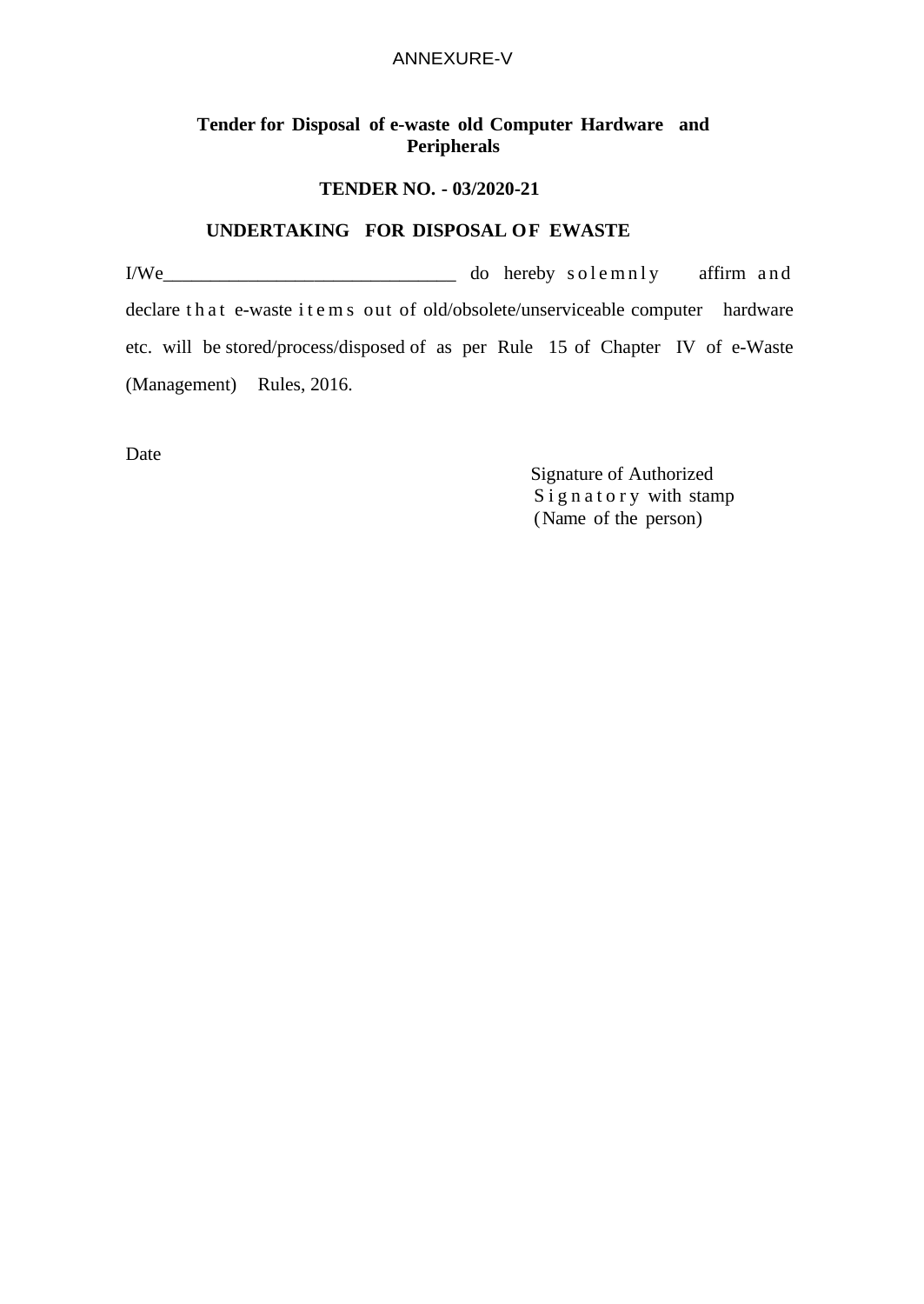ANNEXURE-V

**Tender for Disposal of e-waste old Computer Hardware and Peripherals**

**TENDER NO. - 03/2020-21**

**UNDERTAKING FOR DISPOSAL OF EWASTE**

I/We_______________________________ do hereby solemnly affirm and declare that e-waste items out of old/obsolete/unserviceable computer hardware etc. will be stored/process/disposed of as per Rule 15 of Chapter IV of e-Waste (Management) Rules, 2016.

Date

Signature of Authorized
Signatory with stamp
(Name of the person)